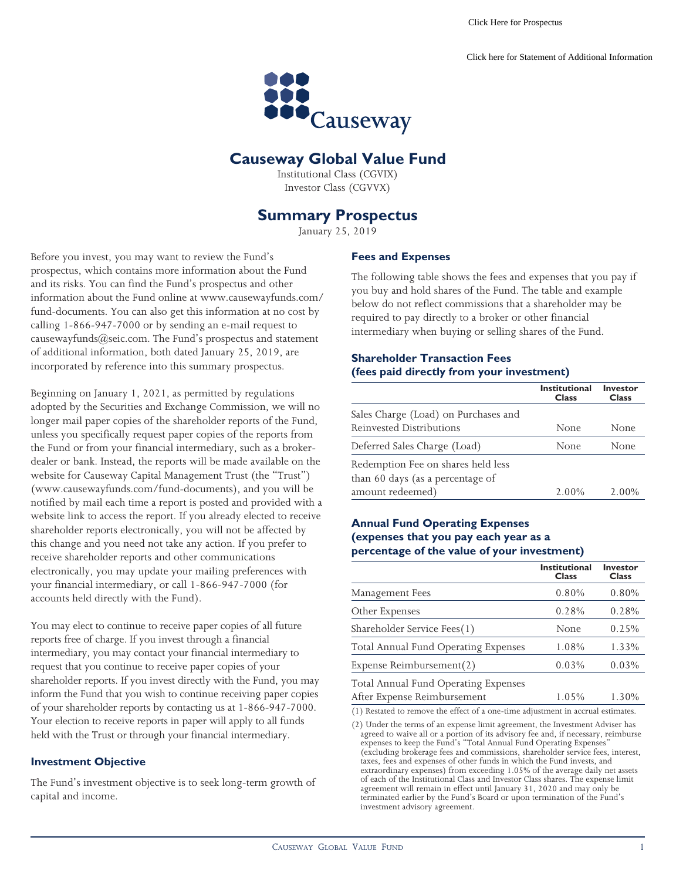Click Here for Prospectus

Click here for Statement of Additional Information

Causeway

# Causeway Global Value Fund

Institutional Class (CGVIX)
Investor Class (CGVVX)

# Summary Prospectus

January 25, 2019

Before you invest, you may want to review the Fund's prospectus, which contains more information about the Fund and its risks. You can find the Fund's prospectus and other information about the Fund online at www.causewayfunds.com/fund-documents. You can also get this information at no cost by calling 1-866-947-7000 or by sending an e-mail request to causewayfunds@seic.com. The Fund's prospectus and statement of additional information, both dated January 25, 2019, are incorporated by reference into this summary prospectus.

Beginning on January 1, 2021, as permitted by regulations adopted by the Securities and Exchange Commission, we will no longer mail paper copies of the shareholder reports of the Fund, unless you specifically request paper copies of the reports from the Fund or from your financial intermediary, such as a broker-dealer or bank. Instead, the reports will be made available on the website for Causeway Capital Management Trust (the "Trust") (www.causewayfunds.com/fund-documents), and you will be notified by mail each time a report is posted and provided with a website link to access the report. If you already elected to receive shareholder reports electronically, you will not be affected by this change and you need not take any action. If you prefer to receive shareholder reports and other communications electronically, you may update your mailing preferences with your financial intermediary, or call 1-866-947-7000 (for accounts held directly with the Fund).

You may elect to continue to receive paper copies of all future reports free of charge. If you invest through a financial intermediary, you may contact your financial intermediary to request that you continue to receive paper copies of your shareholder reports. If you invest directly with the Fund, you may inform the Fund that you wish to continue receiving paper copies of your shareholder reports by contacting us at 1-866-947-7000. Your election to receive reports in paper will apply to all funds held with the Trust or through your financial intermediary.

## Investment Objective

The Fund's investment objective is to seek long-term growth of capital and income.

## Fees and Expenses

The following table shows the fees and expenses that you pay if you buy and hold shares of the Fund. The table and example below do not reflect commissions that a shareholder may be required to pay directly to a broker or other financial intermediary when buying or selling shares of the Fund.

### Shareholder Transaction Fees (fees paid directly from your investment)

| | Institutional Class | Investor Class |
|---|---|---|
| Sales Charge (Load) on Purchases and Reinvested Distributions | None | None |
| Deferred Sales Charge (Load) | None | None |
| Redemption Fee on shares held less than 60 days (as a percentage of amount redeemed) | 2.00% | 2.00% |

### Annual Fund Operating Expenses (expenses that you pay each year as a percentage of the value of your investment)

| | Institutional Class | Investor Class |
|---|---|---|
| Management Fees | 0.80% | 0.80% |
| Other Expenses | 0.28% | 0.28% |
| Shareholder Service Fees(1) | None | 0.25% |
| Total Annual Fund Operating Expenses | 1.08% | 1.33% |
| Expense Reimbursement(2) | 0.03% | 0.03% |
| Total Annual Fund Operating Expenses After Expense Reimbursement | 1.05% | 1.30% |

(1) Restated to remove the effect of a one-time adjustment in accrual estimates.

(2) Under the terms of an expense limit agreement, the Investment Adviser has agreed to waive all or a portion of its advisory fee and, if necessary, reimburse expenses to keep the Fund's "Total Annual Fund Operating Expenses" (excluding brokerage fees and commissions, shareholder service fees, interest, taxes, fees and expenses of other funds in which the Fund invests, and extraordinary expenses) from exceeding 1.05% of the average daily net assets of each of the Institutional Class and Investor Class shares. The expense limit agreement will remain in effect until January 31, 2020 and may only be terminated earlier by the Fund's Board or upon termination of the Fund's investment advisory agreement.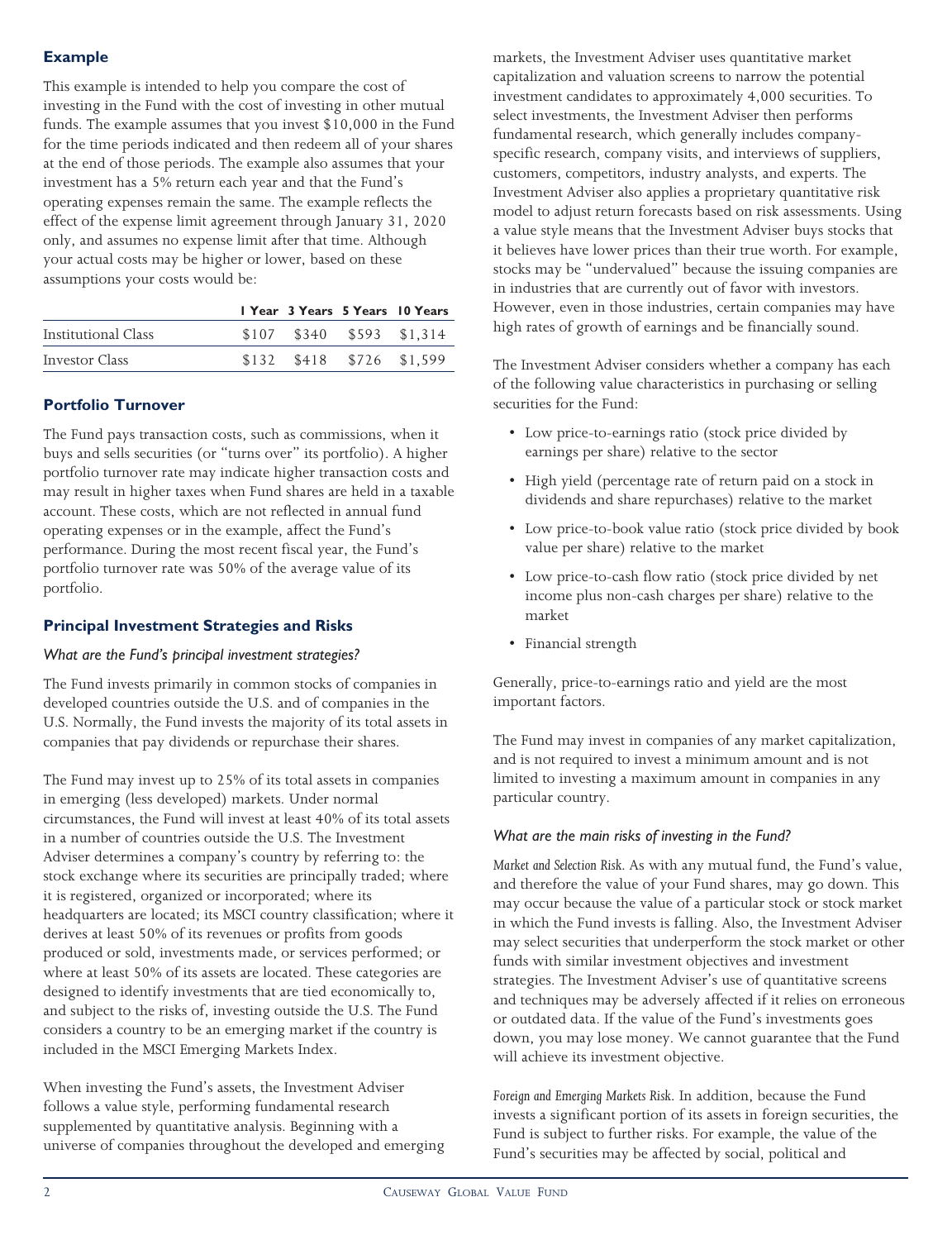## Example

This example is intended to help you compare the cost of investing in the Fund with the cost of investing in other mutual funds. The example assumes that you invest $10,000 in the Fund for the time periods indicated and then redeem all of your shares at the end of those periods. The example also assumes that your investment has a 5% return each year and that the Fund's operating expenses remain the same. The example reflects the effect of the expense limit agreement through January 31, 2020 only, and assumes no expense limit after that time. Although your actual costs may be higher or lower, based on these assumptions your costs would be:

| | 1 Year | 3 Years | 5 Years | 10 Years |
|---|---|---|---|---|
| Institutional Class | $107 | $340 | $593 | $1,314 |
| Investor Class | $132 | $418 | $726 | $1,599 |

## Portfolio Turnover

The Fund pays transaction costs, such as commissions, when it buys and sells securities (or "turns over" its portfolio). A higher portfolio turnover rate may indicate higher transaction costs and may result in higher taxes when Fund shares are held in a taxable account. These costs, which are not reflected in annual fund operating expenses or in the example, affect the Fund's performance. During the most recent fiscal year, the Fund's portfolio turnover rate was 50% of the average value of its portfolio.

## Principal Investment Strategies and Risks

*What are the Fund's principal investment strategies?*

The Fund invests primarily in common stocks of companies in developed countries outside the U.S. and of companies in the U.S. Normally, the Fund invests the majority of its total assets in companies that pay dividends or repurchase their shares.

The Fund may invest up to 25% of its total assets in companies in emerging (less developed) markets. Under normal circumstances, the Fund will invest at least 40% of its total assets in a number of countries outside the U.S. The Investment Adviser determines a company's country by referring to: the stock exchange where its securities are principally traded; where it is registered, organized or incorporated; where its headquarters are located; its MSCI country classification; where it derives at least 50% of its revenues or profits from goods produced or sold, investments made, or services performed; or where at least 50% of its assets are located. These categories are designed to identify investments that are tied economically to, and subject to the risks of, investing outside the U.S. The Fund considers a country to be an emerging market if the country is included in the MSCI Emerging Markets Index.

When investing the Fund's assets, the Investment Adviser follows a value style, performing fundamental research supplemented by quantitative analysis. Beginning with a universe of companies throughout the developed and emerging markets, the Investment Adviser uses quantitative market capitalization and valuation screens to narrow the potential investment candidates to approximately 4,000 securities. To select investments, the Investment Adviser then performs fundamental research, which generally includes company-specific research, company visits, and interviews of suppliers, customers, competitors, industry analysts, and experts. The Investment Adviser also applies a proprietary quantitative risk model to adjust return forecasts based on risk assessments. Using a value style means that the Investment Adviser buys stocks that it believes have lower prices than their true worth. For example, stocks may be "undervalued" because the issuing companies are in industries that are currently out of favor with investors. However, even in those industries, certain companies may have high rates of growth of earnings and be financially sound.

The Investment Adviser considers whether a company has each of the following value characteristics in purchasing or selling securities for the Fund:

- Low price-to-earnings ratio (stock price divided by earnings per share) relative to the sector
- High yield (percentage rate of return paid on a stock in dividends and share repurchases) relative to the market
- Low price-to-book value ratio (stock price divided by book value per share) relative to the market
- Low price-to-cash flow ratio (stock price divided by net income plus non-cash charges per share) relative to the market
- Financial strength

Generally, price-to-earnings ratio and yield are the most important factors.

The Fund may invest in companies of any market capitalization, and is not required to invest a minimum amount and is not limited to investing a maximum amount in companies in any particular country.

*What are the main risks of investing in the Fund?*

*Market and Selection Risk.* As with any mutual fund, the Fund's value, and therefore the value of your Fund shares, may go down. This may occur because the value of a particular stock or stock market in which the Fund invests is falling. Also, the Investment Adviser may select securities that underperform the stock market or other funds with similar investment objectives and investment strategies. The Investment Adviser's use of quantitative screens and techniques may be adversely affected if it relies on erroneous or outdated data. If the value of the Fund's investments goes down, you may lose money. We cannot guarantee that the Fund will achieve its investment objective.

*Foreign and Emerging Markets Risk.* In addition, because the Fund invests a significant portion of its assets in foreign securities, the Fund is subject to further risks. For example, the value of the Fund's securities may be affected by social, political and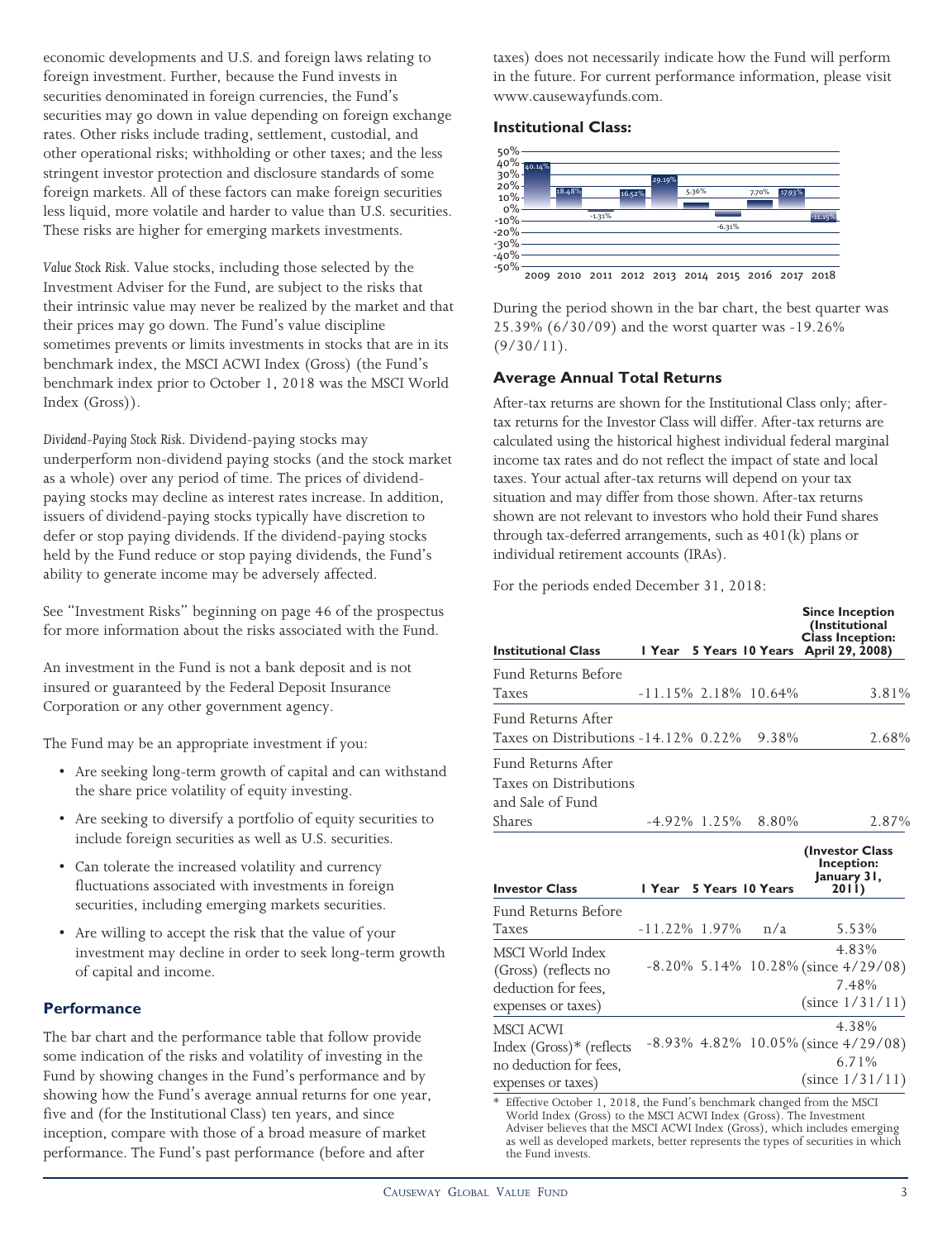economic developments and U.S. and foreign laws relating to foreign investment. Further, because the Fund invests in securities denominated in foreign currencies, the Fund's securities may go down in value depending on foreign exchange rates. Other risks include trading, settlement, custodial, and other operational risks; withholding or other taxes; and the less stringent investor protection and disclosure standards of some foreign markets. All of these factors can make foreign securities less liquid, more volatile and harder to value than U.S. securities. These risks are higher for emerging markets investments.

*Value Stock Risk.* Value stocks, including those selected by the Investment Adviser for the Fund, are subject to the risks that their intrinsic value may never be realized by the market and that their prices may go down. The Fund's value discipline sometimes prevents or limits investments in stocks that are in its benchmark index, the MSCI ACWI Index (Gross) (the Fund's benchmark index prior to October 1, 2018 was the MSCI World Index (Gross)).

*Dividend-Paying Stock Risk.* Dividend-paying stocks may underperform non-dividend paying stocks (and the stock market as a whole) over any period of time. The prices of dividend-paying stocks may decline as interest rates increase. In addition, issuers of dividend-paying stocks typically have discretion to defer or stop paying dividends. If the dividend-paying stocks held by the Fund reduce or stop paying dividends, the Fund's ability to generate income may be adversely affected.

See "Investment Risks" beginning on page 46 of the prospectus for more information about the risks associated with the Fund.

An investment in the Fund is not a bank deposit and is not insured or guaranteed by the Federal Deposit Insurance Corporation or any other government agency.

The Fund may be an appropriate investment if you:

- Are seeking long-term growth of capital and can withstand the share price volatility of equity investing.
- Are seeking to diversify a portfolio of equity securities to include foreign securities as well as U.S. securities.
- Can tolerate the increased volatility and currency fluctuations associated with investments in foreign securities, including emerging markets securities.
- Are willing to accept the risk that the value of your investment may decline in order to seek long-term growth of capital and income.

### Performance

The bar chart and the performance table that follow provide some indication of the risks and volatility of investing in the Fund by showing changes in the Fund's performance and by showing how the Fund's average annual returns for one year, five and (for the Institutional Class) ten years, and since inception, compare with those of a broad measure of market performance. The Fund's past performance (before and after taxes) does not necessarily indicate how the Fund will perform in the future. For current performance information, please visit www.causewayfunds.com.

### Institutional Class:

| 2009 | 2010 | 2011 | 2012 | 2013 | 2014 | 2015 | 2016 | 2017 | 2018 |
|---|---|---|---|---|---|---|---|---|---|
| 40.14% | 18.48% | -1.31% | 16.52% | 29.19% | 5.36% | -6.31% | 7.70% | 17.93% | -11.15% |

During the period shown in the bar chart, the best quarter was 25.39% (6/30/09) and the worst quarter was -19.26% (9/30/11).

### Average Annual Total Returns

After-tax returns are shown for the Institutional Class only; after-tax returns for the Investor Class will differ. After-tax returns are calculated using the historical highest individual federal marginal income tax rates and do not reflect the impact of state and local taxes. Your actual after-tax returns will depend on your tax situation and may differ from those shown. After-tax returns shown are not relevant to investors who hold their Fund shares through tax-deferred arrangements, such as 401(k) plans or individual retirement accounts (IRAs).

For the periods ended December 31, 2018:

| Institutional Class | 1 Year | 5 Years | 10 Years | Since Inception (Institutional Class Inception: April 29, 2008) |
|---|---|---|---|---|
| Fund Returns Before Taxes | -11.15% | 2.18% | 10.64% | 3.81% |
| Fund Returns After Taxes on Distributions | -14.12% | 0.22% | 9.38% | 2.68% |
| Fund Returns After Taxes on Distributions and Sale of Fund Shares | -4.92% | 1.25% | 8.80% | 2.87% |

| Investor Class | 1 Year | 5 Years | 10 Years | (Investor Class Inception: January 31, 2011) |
|---|---|---|---|---|
| Fund Returns Before Taxes | -11.22% | 1.97% | n/a | 5.53% |
| MSCI World Index (Gross) (reflects no deduction for fees, expenses or taxes) | -8.20% | 5.14% | 10.28% | 4.83% (since 4/29/08) 7.48% (since 1/31/11) |
| MSCI ACWI Index (Gross)* (reflects no deduction for fees, expenses or taxes) | -8.93% | 4.82% | 10.05% | 4.38% (since 4/29/08) 6.71% (since 1/31/11) |

\* Effective October 1, 2018, the Fund's benchmark changed from the MSCI World Index (Gross) to the MSCI ACWI Index (Gross). The Investment Adviser believes that the MSCI ACWI Index (Gross), which includes emerging as well as developed markets, better represents the types of securities in which the Fund invests.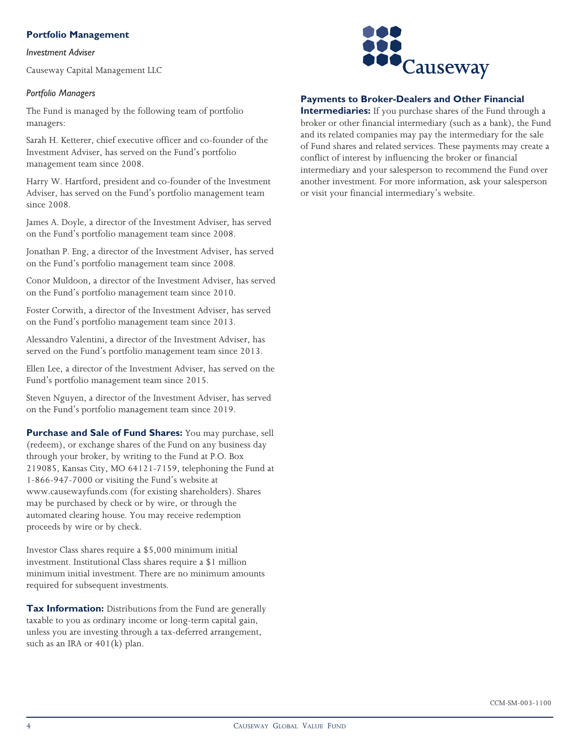### Portfolio Management

*Investment Adviser*

Causeway Capital Management LLC

*Portfolio Managers*

The Fund is managed by the following team of portfolio managers:

Sarah H. Ketterer, chief executive officer and co-founder of the Investment Adviser, has served on the Fund's portfolio management team since 2008.

Harry W. Hartford, president and co-founder of the Investment Adviser, has served on the Fund's portfolio management team since 2008.

James A. Doyle, a director of the Investment Adviser, has served on the Fund's portfolio management team since 2008.

Jonathan P. Eng, a director of the Investment Adviser, has served on the Fund's portfolio management team since 2008.

Conor Muldoon, a director of the Investment Adviser, has served on the Fund's portfolio management team since 2010.

Foster Corwith, a director of the Investment Adviser, has served on the Fund's portfolio management team since 2013.

Alessandro Valentini, a director of the Investment Adviser, has served on the Fund's portfolio management team since 2013.

Ellen Lee, a director of the Investment Adviser, has served on the Fund's portfolio management team since 2015.

Steven Nguyen, a director of the Investment Adviser, has served on the Fund's portfolio management team since 2019.

**Purchase and Sale of Fund Shares:** You may purchase, sell (redeem), or exchange shares of the Fund on any business day through your broker, by writing to the Fund at P.O. Box 219085, Kansas City, MO 64121-7159, telephoning the Fund at 1-866-947-7000 or visiting the Fund's website at www.causewayfunds.com (for existing shareholders). Shares may be purchased by check or by wire, or through the automated clearing house. You may receive redemption proceeds by wire or by check.

Investor Class shares require a $5,000 minimum initial investment. Institutional Class shares require a $1 million minimum initial investment. There are no minimum amounts required for subsequent investments.

**Tax Information:** Distributions from the Fund are generally taxable to you as ordinary income or long-term capital gain, unless you are investing through a tax-deferred arrangement, such as an IRA or 401(k) plan.

Causeway

**Payments to Broker-Dealers and Other Financial Intermediaries:** If you purchase shares of the Fund through a broker or other financial intermediary (such as a bank), the Fund and its related companies may pay the intermediary for the sale of Fund shares and related services. These payments may create a conflict of interest by influencing the broker or financial intermediary and your salesperson to recommend the Fund over another investment. For more information, ask your salesperson or visit your financial intermediary's website.

CCM-SM-003-1100